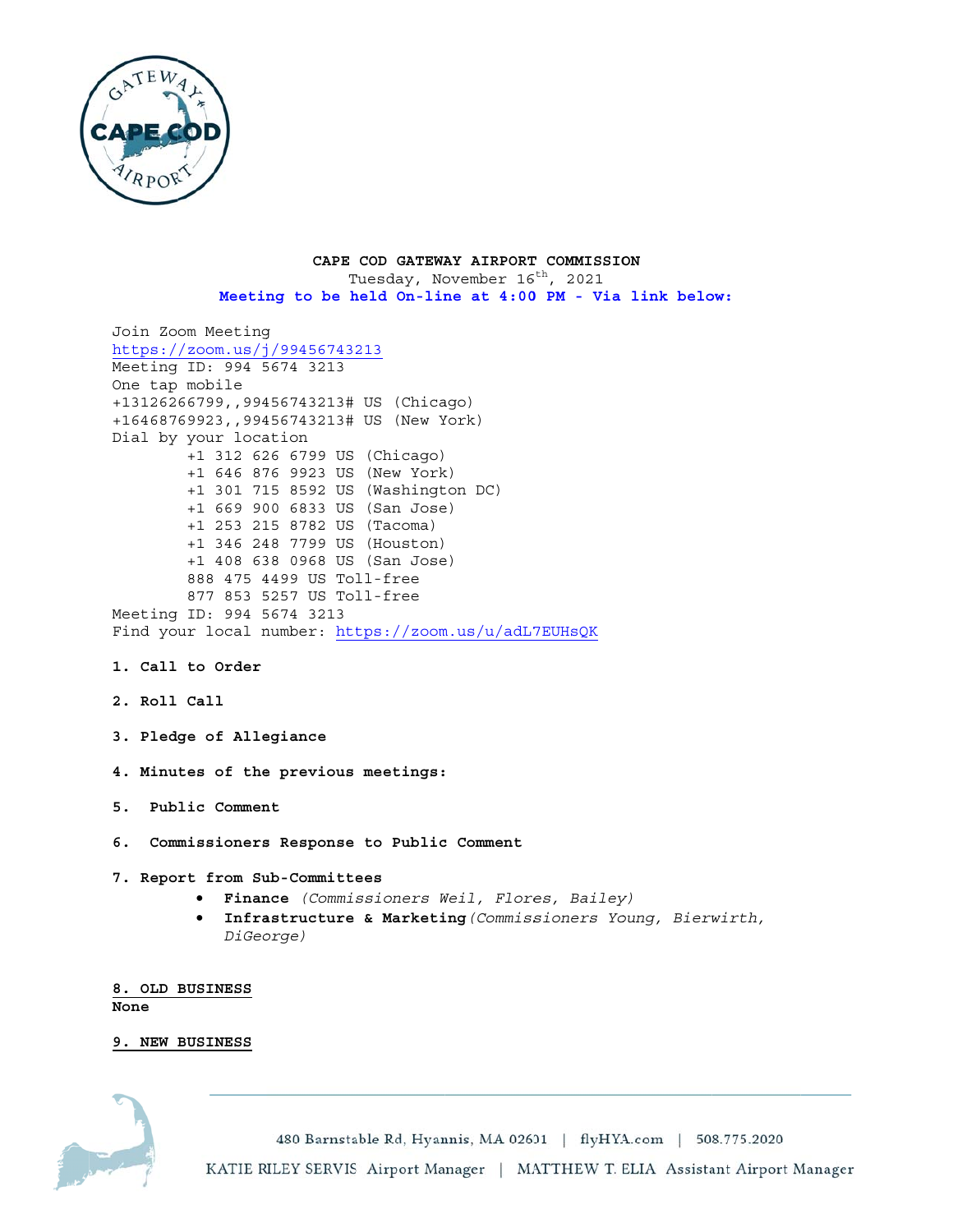**CAPE COD GATEWAY AIRPORT COMMISSION**

Tuesday, November 16th, 2021

**Meeting to be held On-line at 4:00 PM - Via link below:**

Join Zoom Meeting
https://zoom.us/j/99456743213
Meeting ID: 994 5674 3213
One tap mobile
+13126266799,,99456743213# US (Chicago)
+16468769923,,99456743213# US (New York)
Dial by your location
+1 312 626 6799 US (Chicago)
+1 646 876 9923 US (New York)
+1 301 715 8592 US (Washington DC)
+1 669 900 6833 US (San Jose)
+1 253 215 8782 US (Tacoma)
+1 346 248 7799 US (Houston)
+1 408 638 0968 US (San Jose)
888 475 4499 US Toll-free
877 853 5257 US Toll-free
Meeting ID: 994 5674 3213
Find your local number: https://zoom.us/u/adL7EUHsQK

**1. Call to Order**

**2. Roll Call**

**3. Pledge of Allegiance**

**4. Minutes of the previous meetings:**

**5. Public Comment**

**6. Commissioners Response to Public Comment**

**7. Report from Sub-Committees**

- **Finance** *(Commissioners Weil, Flores, Bailey)*
- **Infrastructure & Marketing** *(Commissioners Young, Bierwirth, DiGeorge)*

**8. OLD BUSINESS**
**None**

**9. NEW BUSINESS**

480 Barnstable Rd, Hyannis, MA 02601 | flyHYA.com | 508.775.2020

KATIE RILEY SERVIS Airport Manager | MATTHEW T. ELIA Assistant Airport Manager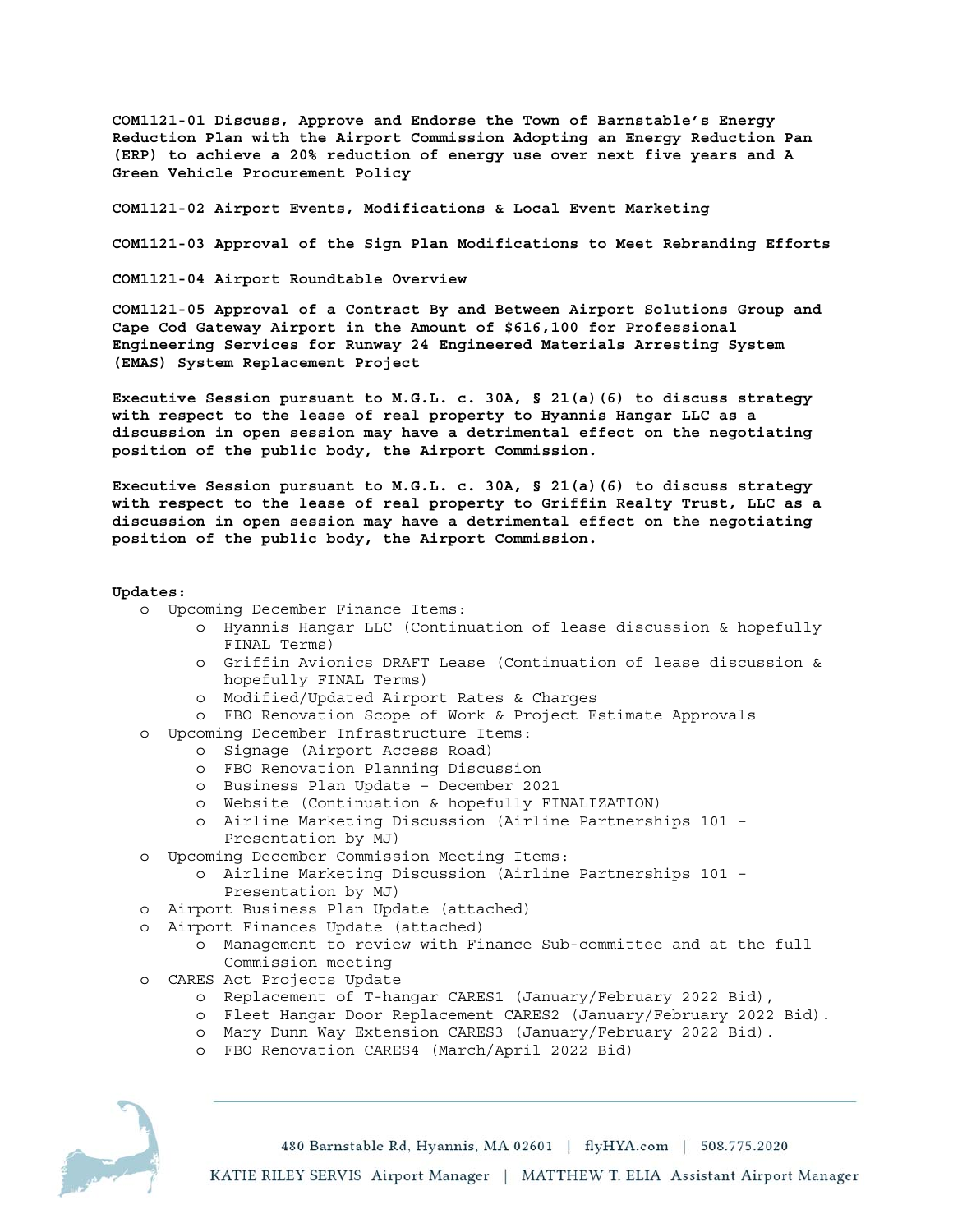**COM1121-01 Discuss, Approve and Endorse the Town of Barnstable's Energy Reduction Plan with the Airport Commission Adopting an Energy Reduction Pan (ERP) to achieve a 20% reduction of energy use over next five years and A Green Vehicle Procurement Policy**

**COM1121-02 Airport Events, Modifications & Local Event Marketing**

**COM1121-03 Approval of the Sign Plan Modifications to Meet Rebranding Efforts**

**COM1121-04 Airport Roundtable Overview**

**COM1121-05 Approval of a Contract By and Between Airport Solutions Group and Cape Cod Gateway Airport in the Amount of $616,100 for Professional Engineering Services for Runway 24 Engineered Materials Arresting System (EMAS) System Replacement Project**

**Executive Session pursuant to M.G.L. c. 30A, § 21(a)(6) to discuss strategy with respect to the lease of real property to Hyannis Hangar LLC as a discussion in open session may have a detrimental effect on the negotiating position of the public body, the Airport Commission.**

**Executive Session pursuant to M.G.L. c. 30A, § 21(a)(6) to discuss strategy with respect to the lease of real property to Griffin Realty Trust, LLC as a discussion in open session may have a detrimental effect on the negotiating position of the public body, the Airport Commission.**

**Updates:**

- Upcoming December Finance Items:
  - Hyannis Hangar LLC (Continuation of lease discussion & hopefully FINAL Terms)
  - Griffin Avionics DRAFT Lease (Continuation of lease discussion & hopefully FINAL Terms)
  - Modified/Updated Airport Rates & Charges
  - FBO Renovation Scope of Work & Project Estimate Approvals
- Upcoming December Infrastructure Items:
  - Signage (Airport Access Road)
  - FBO Renovation Planning Discussion
  - Business Plan Update – December 2021
  - Website (Continuation & hopefully FINALIZATION)
  - Airline Marketing Discussion (Airline Partnerships 101 – Presentation by MJ)
- Upcoming December Commission Meeting Items:
  - Airline Marketing Discussion (Airline Partnerships 101 – Presentation by MJ)
- Airport Business Plan Update (attached)
- Airport Finances Update (attached)
  - Management to review with Finance Sub-committee and at the full Commission meeting
- CARES Act Projects Update
  - Replacement of T-hangar CARES1 (January/February 2022 Bid),
  - Fleet Hangar Door Replacement CARES2 (January/February 2022 Bid).
  - Mary Dunn Way Extension CARES3 (January/February 2022 Bid).
  - FBO Renovation CARES4 (March/April 2022 Bid)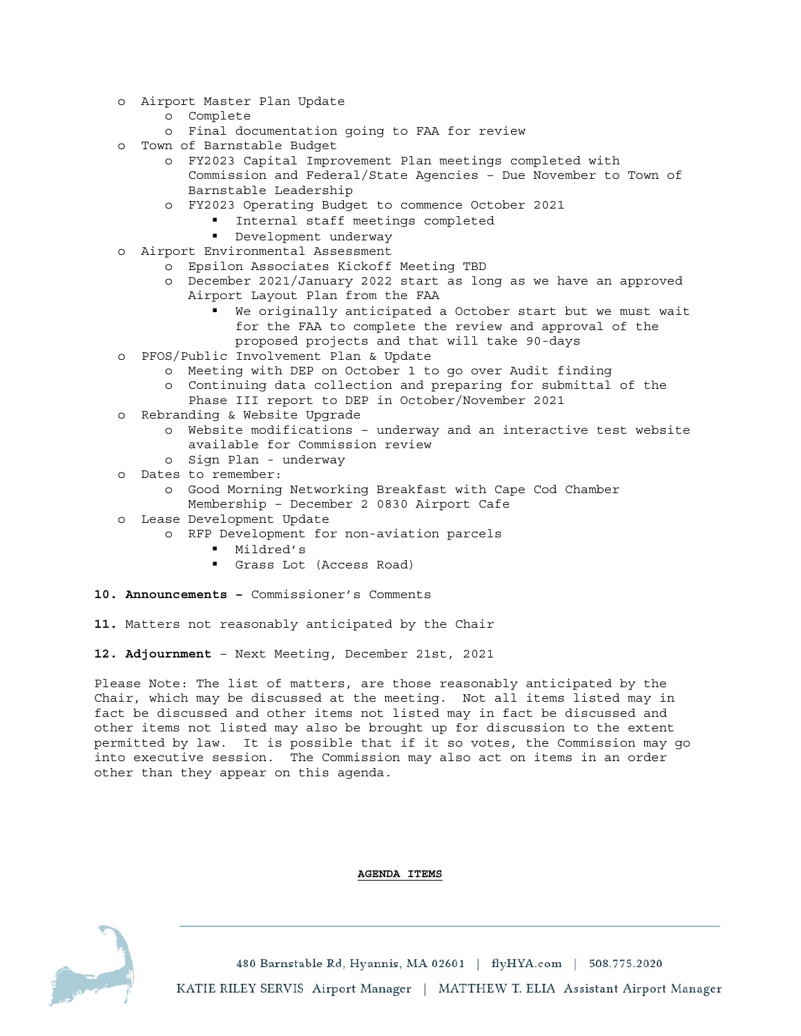- Airport Master Plan Update
  - Complete
  - Final documentation going to FAA for review
- Town of Barnstable Budget
  - FY2023 Capital Improvement Plan meetings completed with Commission and Federal/State Agencies – Due November to Town of Barnstable Leadership
  - FY2023 Operating Budget to commence October 2021
    - Internal staff meetings completed
    - Development underway
- Airport Environmental Assessment
  - Epsilon Associates Kickoff Meeting TBD
  - December 2021/January 2022 start as long as we have an approved Airport Layout Plan from the FAA
    - We originally anticipated a October start but we must wait for the FAA to complete the review and approval of the proposed projects and that will take 90-days
- PFOS/Public Involvement Plan & Update
  - Meeting with DEP on October 1 to go over Audit finding
  - Continuing data collection and preparing for submittal of the Phase III report to DEP in October/November 2021
- Rebranding & Website Upgrade
  - Website modifications – underway and an interactive test website available for Commission review
  - Sign Plan - underway
- Dates to remember:
  - Good Morning Networking Breakfast with Cape Cod Chamber Membership – December 2 0830 Airport Cafe
- Lease Development Update
  - RFP Development for non-aviation parcels
    - Mildred's
    - Grass Lot (Access Road)

**10. Announcements –** Commissioner's Comments

**11.** Matters not reasonably anticipated by the Chair

**12. Adjournment** – Next Meeting, December 21st, 2021

Please Note: The list of matters, are those reasonably anticipated by the Chair, which may be discussed at the meeting. Not all items listed may in fact be discussed and other items not listed may in fact be discussed and other items not listed may also be brought up for discussion to the extent permitted by law. It is possible that if it so votes, the Commission may go into executive session. The Commission may also act on items in an order other than they appear on this agenda.

**AGENDA ITEMS**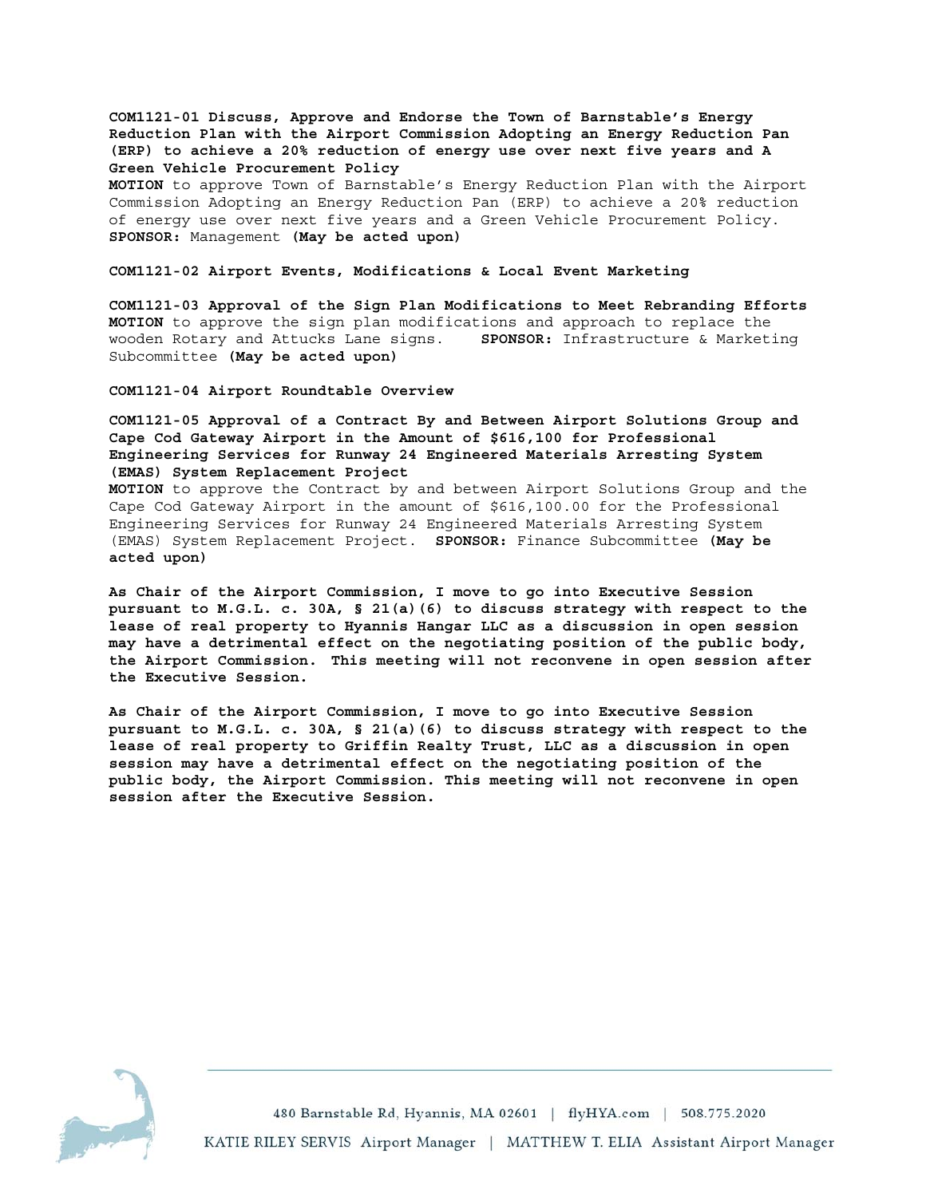**COM1121-01 Discuss, Approve and Endorse the Town of Barnstable's Energy Reduction Plan with the Airport Commission Adopting an Energy Reduction Pan (ERP) to achieve a 20% reduction of energy use over next five years and A Green Vehicle Procurement Policy**
**MOTION** to approve Town of Barnstable's Energy Reduction Plan with the Airport Commission Adopting an Energy Reduction Pan (ERP) to achieve a 20% reduction of energy use over next five years and a Green Vehicle Procurement Policy.
**SPONSOR:** Management **(May be acted upon)**

**COM1121-02 Airport Events, Modifications & Local Event Marketing**

**COM1121-03 Approval of the Sign Plan Modifications to Meet Rebranding Efforts**
**MOTION** to approve the sign plan modifications and approach to replace the wooden Rotary and Attucks Lane signs. **SPONSOR:** Infrastructure & Marketing Subcommittee **(May be acted upon)**

**COM1121-04 Airport Roundtable Overview**

**COM1121-05 Approval of a Contract By and Between Airport Solutions Group and Cape Cod Gateway Airport in the Amount of $616,100 for Professional Engineering Services for Runway 24 Engineered Materials Arresting System (EMAS) System Replacement Project**
**MOTION** to approve the Contract by and between Airport Solutions Group and the Cape Cod Gateway Airport in the amount of $616,100.00 for the Professional Engineering Services for Runway 24 Engineered Materials Arresting System (EMAS) System Replacement Project. **SPONSOR:** Finance Subcommittee **(May be acted upon)**

**As Chair of the Airport Commission, I move to go into Executive Session pursuant to M.G.L. c. 30A, § 21(a)(6) to discuss strategy with respect to the lease of real property to Hyannis Hangar LLC as a discussion in open session may have a detrimental effect on the negotiating position of the public body, the Airport Commission. This meeting will not reconvene in open session after the Executive Session.**

**As Chair of the Airport Commission, I move to go into Executive Session pursuant to M.G.L. c. 30A, § 21(a)(6) to discuss strategy with respect to the lease of real property to Griffin Realty Trust, LLC as a discussion in open session may have a detrimental effect on the negotiating position of the public body, the Airport Commission. This meeting will not reconvene in open session after the Executive Session.**